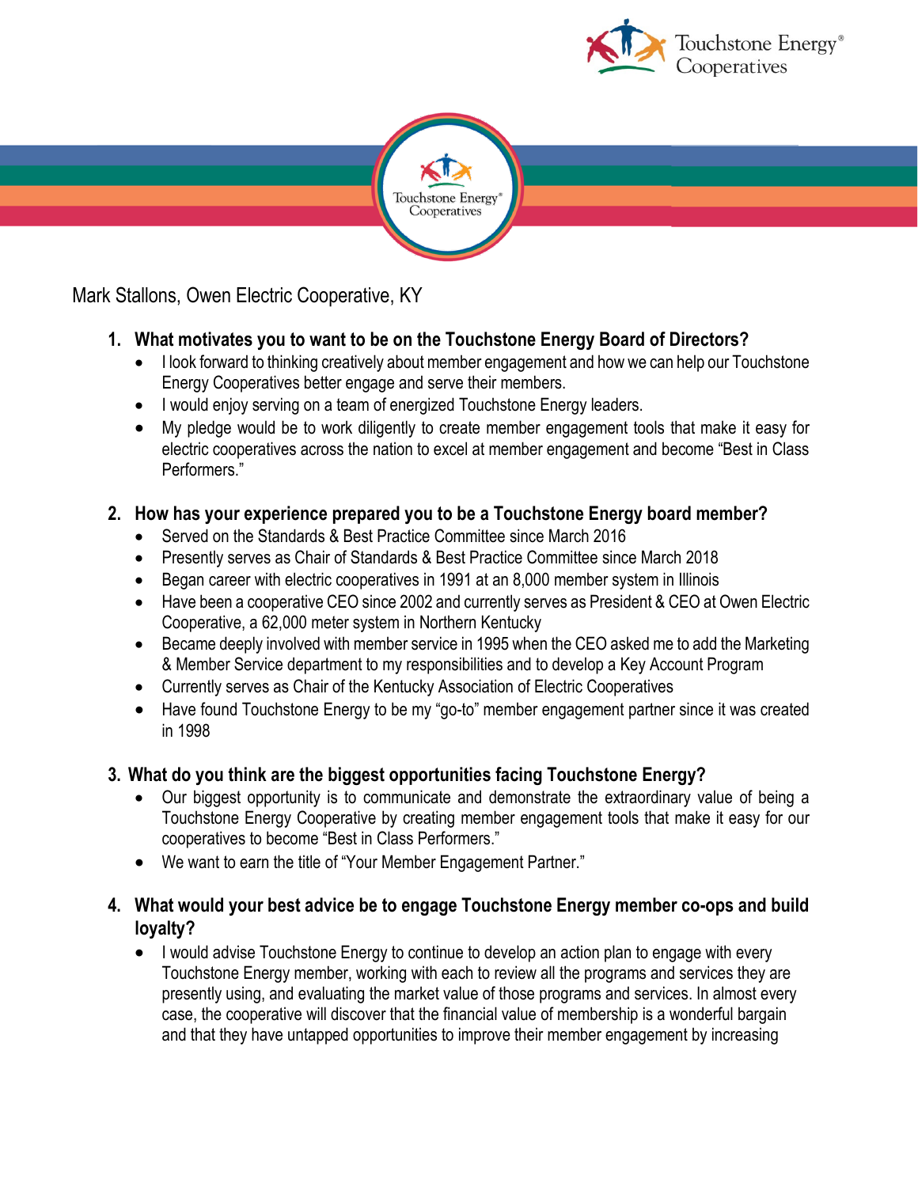Mark Stallons, Owen Electric Cooperative, KY

1. **What motivates you to want to be on the Touchstone Energy Board of Directors?**
   - I look forward to thinking creatively about member engagement and how we can help our Touchstone Energy Cooperatives better engage and serve their members.
   - I would enjoy serving on a team of energized Touchstone Energy leaders.
   - My pledge would be to work diligently to create member engagement tools that make it easy for electric cooperatives across the nation to excel at member engagement and become "Best in Class Performers."

2. **How has your experience prepared you to be a Touchstone Energy board member?**
   - Served on the Standards & Best Practice Committee since March 2016
   - Presently serves as Chair of Standards & Best Practice Committee since March 2018
   - Began career with electric cooperatives in 1991 at an 8,000 member system in Illinois
   - Have been a cooperative CEO since 2002 and currently serves as President & CEO at Owen Electric Cooperative, a 62,000 meter system in Northern Kentucky
   - Became deeply involved with member service in 1995 when the CEO asked me to add the Marketing & Member Service department to my responsibilities and to develop a Key Account Program
   - Currently serves as Chair of the Kentucky Association of Electric Cooperatives
   - Have found Touchstone Energy to be my "go-to" member engagement partner since it was created in 1998

3. **What do you think are the biggest opportunities facing Touchstone Energy?**
   - Our biggest opportunity is to communicate and demonstrate the extraordinary value of being a Touchstone Energy Cooperative by creating member engagement tools that make it easy for our cooperatives to become "Best in Class Performers."
   - We want to earn the title of "Your Member Engagement Partner."

4. **What would your best advice be to engage Touchstone Energy member co-ops and build loyalty?**
   - I would advise Touchstone Energy to continue to develop an action plan to engage with every Touchstone Energy member, working with each to review all the programs and services they are presently using, and evaluating the market value of those programs and services. In almost every case, the cooperative will discover that the financial value of membership is a wonderful bargain and that they have untapped opportunities to improve their member engagement by increasing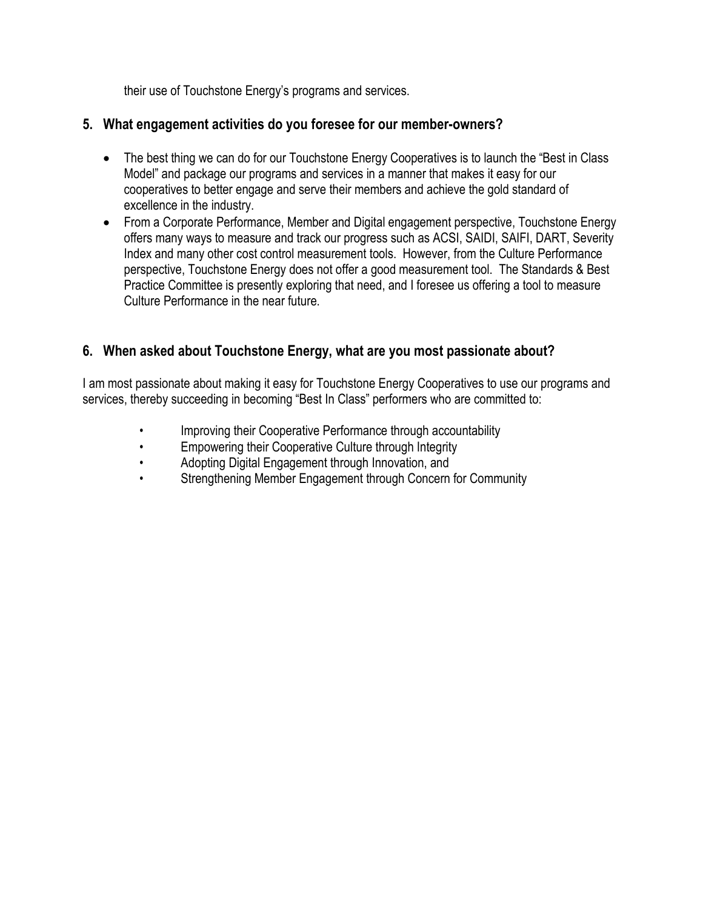their use of Touchstone Energy's programs and services.

## 5. What engagement activities do you foresee for our member-owners?

- The best thing we can do for our Touchstone Energy Cooperatives is to launch the "Best in Class Model" and package our programs and services in a manner that makes it easy for our cooperatives to better engage and serve their members and achieve the gold standard of excellence in the industry.
- From a Corporate Performance, Member and Digital engagement perspective, Touchstone Energy offers many ways to measure and track our progress such as ACSI, SAIDI, SAIFI, DART, Severity Index and many other cost control measurement tools. However, from the Culture Performance perspective, Touchstone Energy does not offer a good measurement tool. The Standards & Best Practice Committee is presently exploring that need, and I foresee us offering a tool to measure Culture Performance in the near future.

## 6. When asked about Touchstone Energy, what are you most passionate about?

I am most passionate about making it easy for Touchstone Energy Cooperatives to use our programs and services, thereby succeeding in becoming "Best In Class" performers who are committed to:

- Improving their Cooperative Performance through accountability
- Empowering their Cooperative Culture through Integrity
- Adopting Digital Engagement through Innovation, and
- Strengthening Member Engagement through Concern for Community